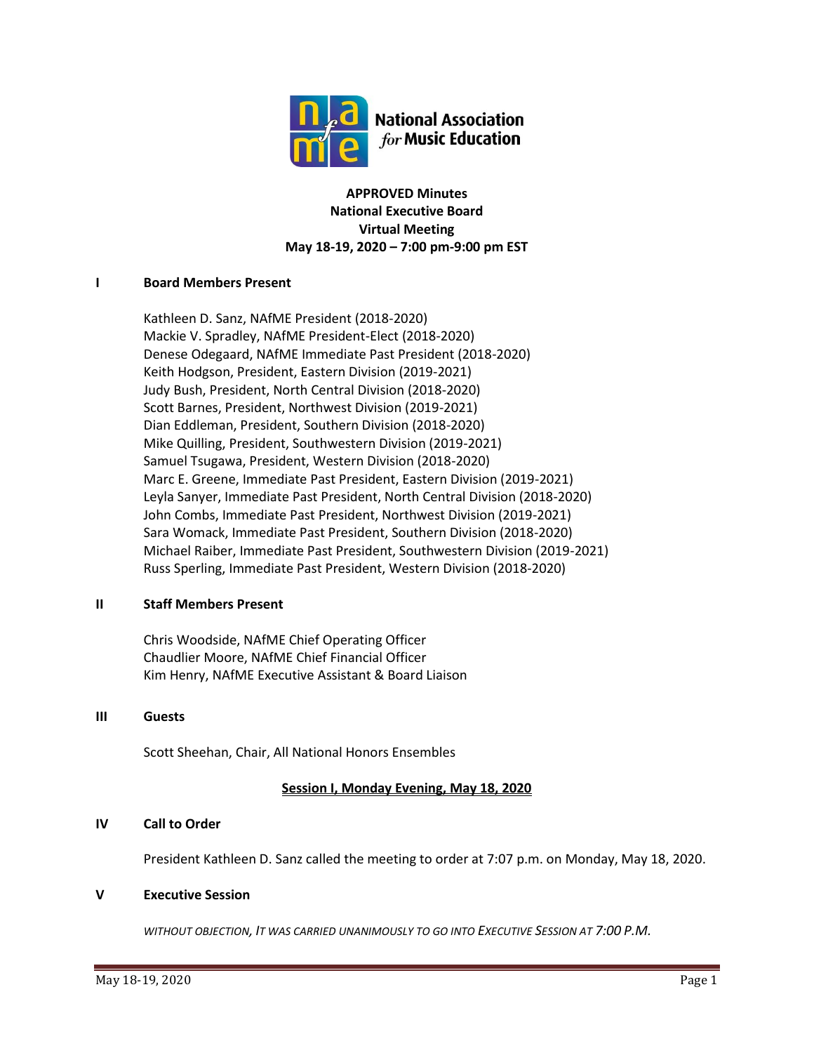National Association *for* Music Education

**APPROVED Minutes**
**National Executive Board**
**Virtual Meeting**
**May 18-19, 2020 – 7:00 pm-9:00 pm EST**

## I Board Members Present

Kathleen D. Sanz, NAfME President (2018-2020)
Mackie V. Spradley, NAfME President-Elect (2018-2020)
Denese Odegaard, NAfME Immediate Past President (2018-2020)
Keith Hodgson, President, Eastern Division (2019-2021)
Judy Bush, President, North Central Division (2018-2020)
Scott Barnes, President, Northwest Division (2019-2021)
Dian Eddleman, President, Southern Division (2018-2020)
Mike Quilling, President, Southwestern Division (2019-2021)
Samuel Tsugawa, President, Western Division (2018-2020)
Marc E. Greene, Immediate Past President, Eastern Division (2019-2021)
Leyla Sanyer, Immediate Past President, North Central Division (2018-2020)
John Combs, Immediate Past President, Northwest Division (2019-2021)
Sara Womack, Immediate Past President, Southern Division (2018-2020)
Michael Raiber, Immediate Past President, Southwestern Division (2019-2021)
Russ Sperling, Immediate Past President, Western Division (2018-2020)

## II Staff Members Present

Chris Woodside, NAfME Chief Operating Officer
Chaudlier Moore, NAfME Chief Financial Officer
Kim Henry, NAfME Executive Assistant & Board Liaison

## III Guests

Scott Sheehan, Chair, All National Honors Ensembles

**Session I, Monday Evening, May 18, 2020**

## IV Call to Order

President Kathleen D. Sanz called the meeting to order at 7:07 p.m. on Monday, May 18, 2020.

## V Executive Session

*WITHOUT OBJECTION, IT WAS CARRIED UNANIMOUSLY TO GO INTO EXECUTIVE SESSION AT 7:00 P.M.*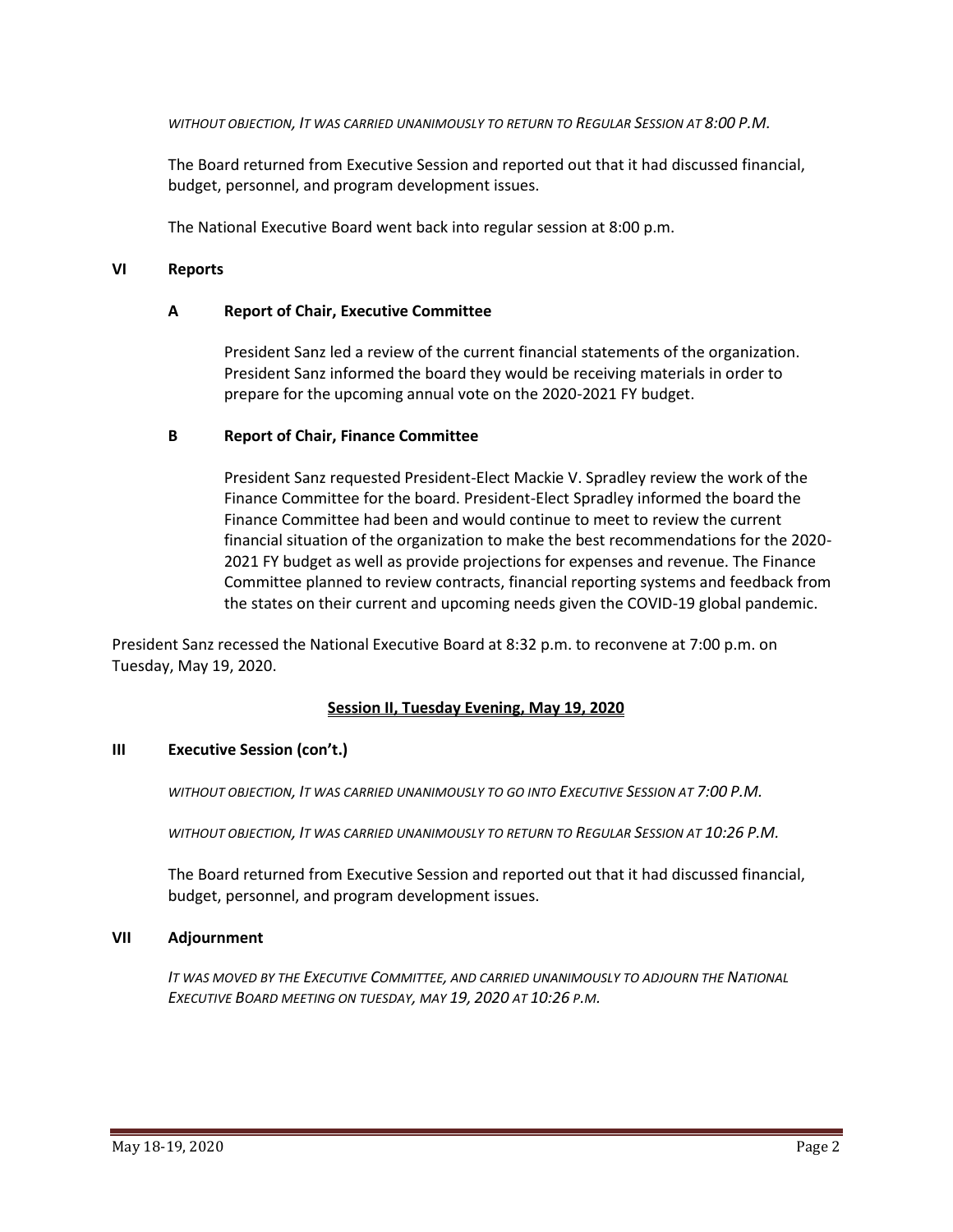*WITHOUT OBJECTION, IT WAS CARRIED UNANIMOUSLY TO RETURN TO REGULAR SESSION AT 8:00 P.M.*

The Board returned from Executive Session and reported out that it had discussed financial, budget, personnel, and program development issues.

The National Executive Board went back into regular session at 8:00 p.m.

## VI Reports

### A Report of Chair, Executive Committee

President Sanz led a review of the current financial statements of the organization. President Sanz informed the board they would be receiving materials in order to prepare for the upcoming annual vote on the 2020-2021 FY budget.

### B Report of Chair, Finance Committee

President Sanz requested President-Elect Mackie V. Spradley review the work of the Finance Committee for the board. President-Elect Spradley informed the board the Finance Committee had been and would continue to meet to review the current financial situation of the organization to make the best recommendations for the 2020-2021 FY budget as well as provide projections for expenses and revenue. The Finance Committee planned to review contracts, financial reporting systems and feedback from the states on their current and upcoming needs given the COVID-19 global pandemic.

President Sanz recessed the National Executive Board at 8:32 p.m. to reconvene at 7:00 p.m. on Tuesday, May 19, 2020.

**Session II, Tuesday Evening, May 19, 2020**

## III Executive Session (con't.)

*WITHOUT OBJECTION, IT WAS CARRIED UNANIMOUSLY TO GO INTO EXECUTIVE SESSION AT 7:00 P.M.*

*WITHOUT OBJECTION, IT WAS CARRIED UNANIMOUSLY TO RETURN TO REGULAR SESSION AT 10:26 P.M.*

The Board returned from Executive Session and reported out that it had discussed financial, budget, personnel, and program development issues.

## VII Adjournment

*IT WAS MOVED BY THE EXECUTIVE COMMITTEE, AND CARRIED UNANIMOUSLY TO ADJOURN THE NATIONAL EXECUTIVE BOARD MEETING ON TUESDAY, MAY 19, 2020 AT 10:26 P.M.*